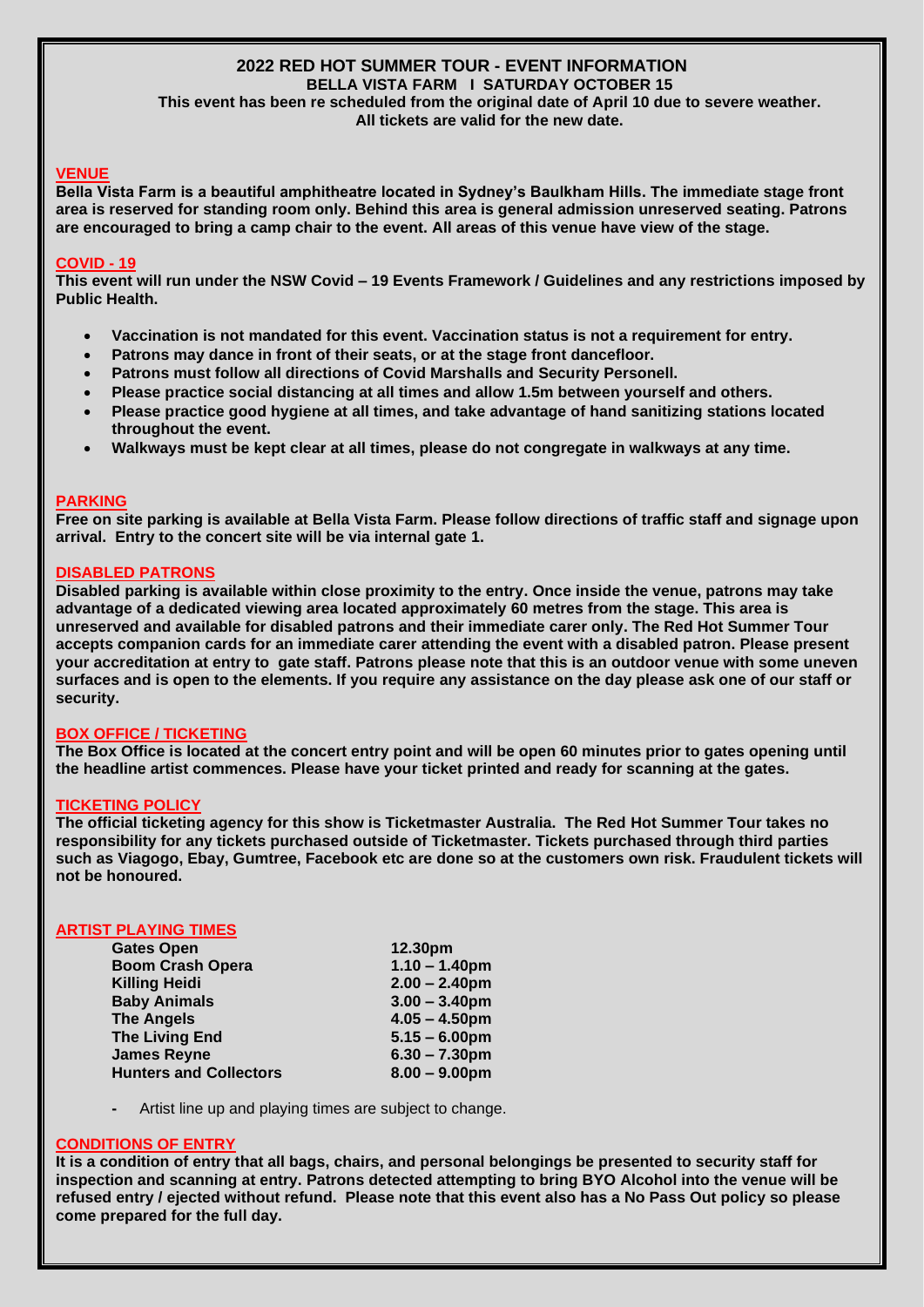# 2022 RED HOT SUMMER TOUR - EVENT INFORMATION

**BELLA VISTA FARM I SATURDAY OCTOBER 15**

**This event has been re scheduled from the original date of April 10 due to severe weather.**
**All tickets are valid for the new date.**

## VENUE

**Bella Vista Farm is a beautiful amphitheatre located in Sydney's Baulkham Hills. The immediate stage front area is reserved for standing room only. Behind this area is general admission unreserved seating. Patrons are encouraged to bring a camp chair to the event. All areas of this venue have view of the stage.**

## COVID - 19

**This event will run under the NSW Covid – 19 Events Framework / Guidelines and any restrictions imposed by Public Health.**

- **Vaccination is not mandated for this event. Vaccination status is not a requirement for entry.**
- **Patrons may dance in front of their seats, or at the stage front dancefloor.**
- **Patrons must follow all directions of Covid Marshalls and Security Personell.**
- **Please practice social distancing at all times and allow 1.5m between yourself and others.**
- **Please practice good hygiene at all times, and take advantage of hand sanitizing stations located throughout the event.**
- **Walkways must be kept clear at all times, please do not congregate in walkways at any time.**

## PARKING

**Free on site parking is available at Bella Vista Farm. Please follow directions of traffic staff and signage upon arrival. Entry to the concert site will be via internal gate 1.**

## DISABLED PATRONS

**Disabled parking is available within close proximity to the entry. Once inside the venue, patrons may take advantage of a dedicated viewing area located approximately 60 metres from the stage. This area is unreserved and available for disabled patrons and their immediate carer only. The Red Hot Summer Tour accepts companion cards for an immediate carer attending the event with a disabled patron. Please present your accreditation at entry to gate staff. Patrons please note that this is an outdoor venue with some uneven surfaces and is open to the elements. If you require any assistance on the day please ask one of our staff or security.**

## BOX OFFICE / TICKETING

**The Box Office is located at the concert entry point and will be open 60 minutes prior to gates opening until the headline artist commences. Please have your ticket printed and ready for scanning at the gates.**

## TICKETING POLICY

**The official ticketing agency for this show is Ticketmaster Australia. The Red Hot Summer Tour takes no responsibility for any tickets purchased outside of Ticketmaster. Tickets purchased through third parties such as Viagogo, Ebay, Gumtree, Facebook etc are done so at the customers own risk. Fraudulent tickets will not be honoured.**

## ARTIST PLAYING TIMES

| | |
|---|---|
| **Gates Open** | **12.30pm** |
| **Boom Crash Opera** | **1.10 – 1.40pm** |
| **Killing Heidi** | **2.00 – 2.40pm** |
| **Baby Animals** | **3.00 – 3.40pm** |
| **The Angels** | **4.05 – 4.50pm** |
| **The Living End** | **5.15 – 6.00pm** |
| **James Reyne** | **6.30 – 7.30pm** |
| **Hunters and Collectors** | **8.00 – 9.00pm** |

- Artist line up and playing times are subject to change.

## CONDITIONS OF ENTRY

**It is a condition of entry that all bags, chairs, and personal belongings be presented to security staff for inspection and scanning at entry. Patrons detected attempting to bring BYO Alcohol into the venue will be refused entry / ejected without refund. Please note that this event also has a No Pass Out policy so please come prepared for the full day.**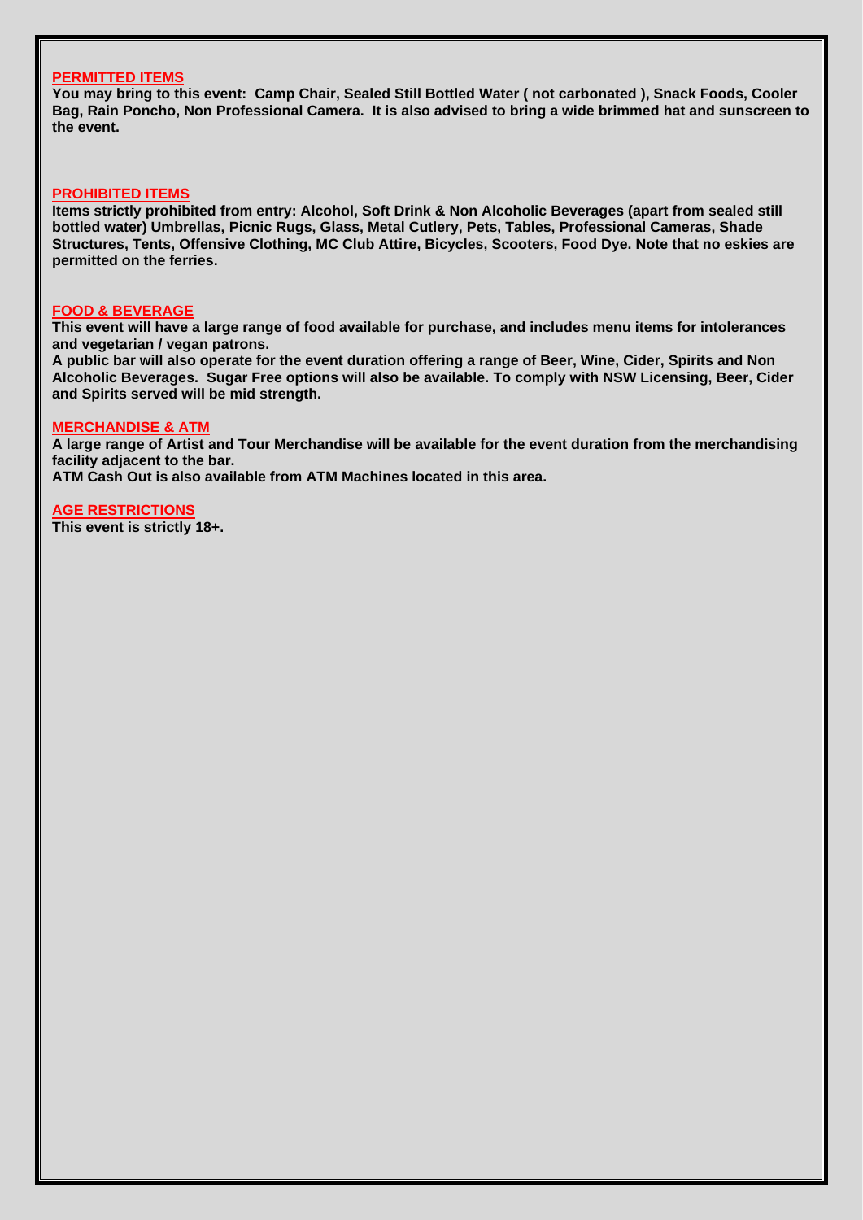## PERMITTED ITEMS

**You may bring to this event: Camp Chair, Sealed Still Bottled Water ( not carbonated ), Snack Foods, Cooler Bag, Rain Poncho, Non Professional Camera. It is also advised to bring a wide brimmed hat and sunscreen to the event.**

## PROHIBITED ITEMS

**Items strictly prohibited from entry: Alcohol, Soft Drink & Non Alcoholic Beverages (apart from sealed still bottled water) Umbrellas, Picnic Rugs, Glass, Metal Cutlery, Pets, Tables, Professional Cameras, Shade Structures, Tents, Offensive Clothing, MC Club Attire, Bicycles, Scooters, Food Dye. Note that no eskies are permitted on the ferries.**

## FOOD & BEVERAGE

**This event will have a large range of food available for purchase, and includes menu items for intolerances and vegetarian / vegan patrons.**

**A public bar will also operate for the event duration offering a range of Beer, Wine, Cider, Spirits and Non Alcoholic Beverages. Sugar Free options will also be available. To comply with NSW Licensing, Beer, Cider and Spirits served will be mid strength.**

## MERCHANDISE & ATM

**A large range of Artist and Tour Merchandise will be available for the event duration from the merchandising facility adjacent to the bar.**

**ATM Cash Out is also available from ATM Machines located in this area.**

## AGE RESTRICTIONS

**This event is strictly 18+.**